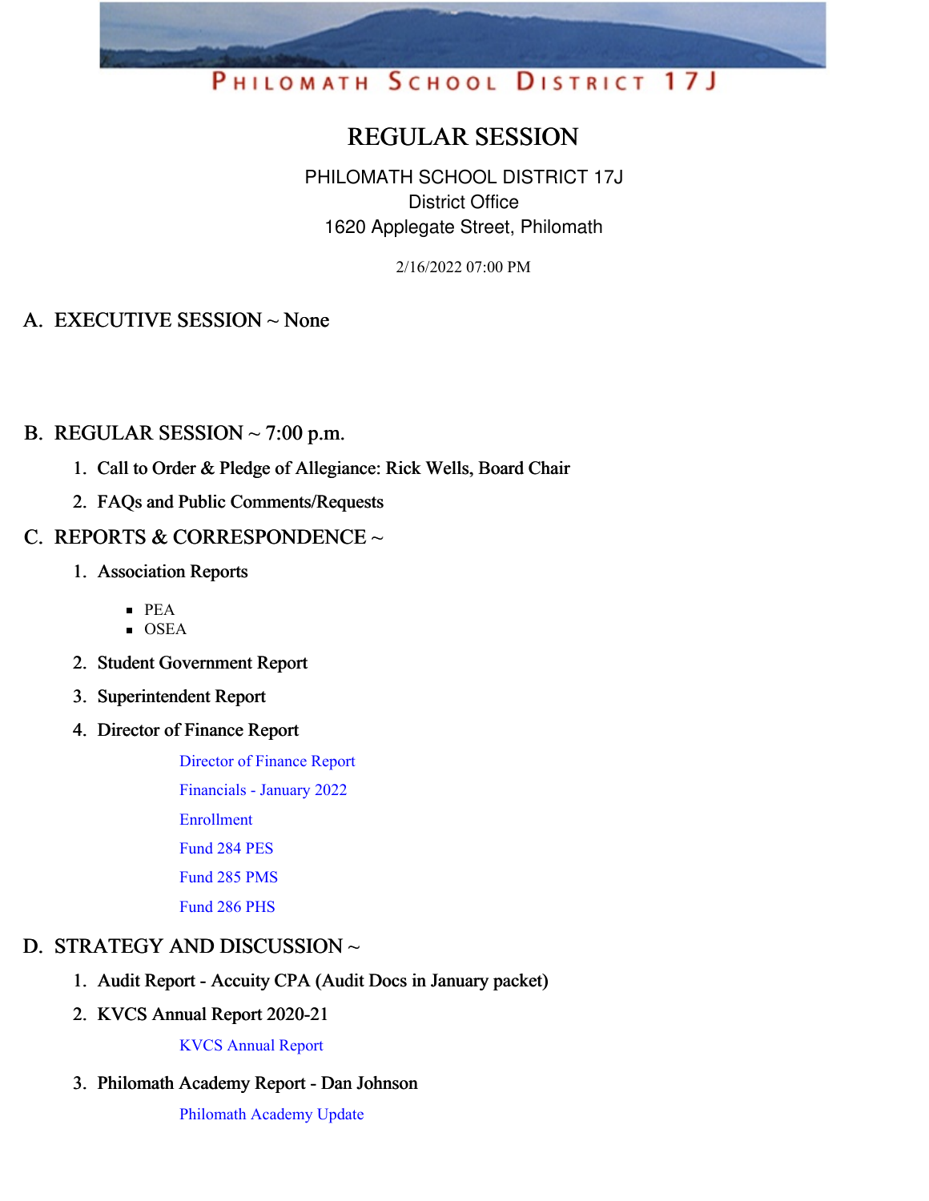PHILOMATH SCHOOL DISTRICT 17J

# REGULAR SESSION

PHILOMATH SCHOOL DISTRICT 17J
District Office
1620 Applegate Street, Philomath

2/16/2022 07:00 PM

## A. EXECUTIVE SESSION ~ None

## B. REGULAR SESSION ~ 7:00 p.m.

1. Call to Order & Pledge of Allegiance: Rick Wells, Board Chair
2. FAQs and Public Comments/Requests

## C. REPORTS & CORRESPONDENCE ~

1. Association Reports
   - PEA
   - OSEA
2. Student Government Report
3. Superintendent Report
4. Director of Finance Report

   Director of Finance Report

   Financials - January 2022

   Enrollment

   Fund 284 PES

   Fund 285 PMS

   Fund 286 PHS

## D. STRATEGY AND DISCUSSION ~

1. Audit Report - Accuity CPA (Audit Docs in January packet)
2. KVCS Annual Report 2020-21

   KVCS Annual Report

3. Philomath Academy Report - Dan Johnson

   Philomath Academy Update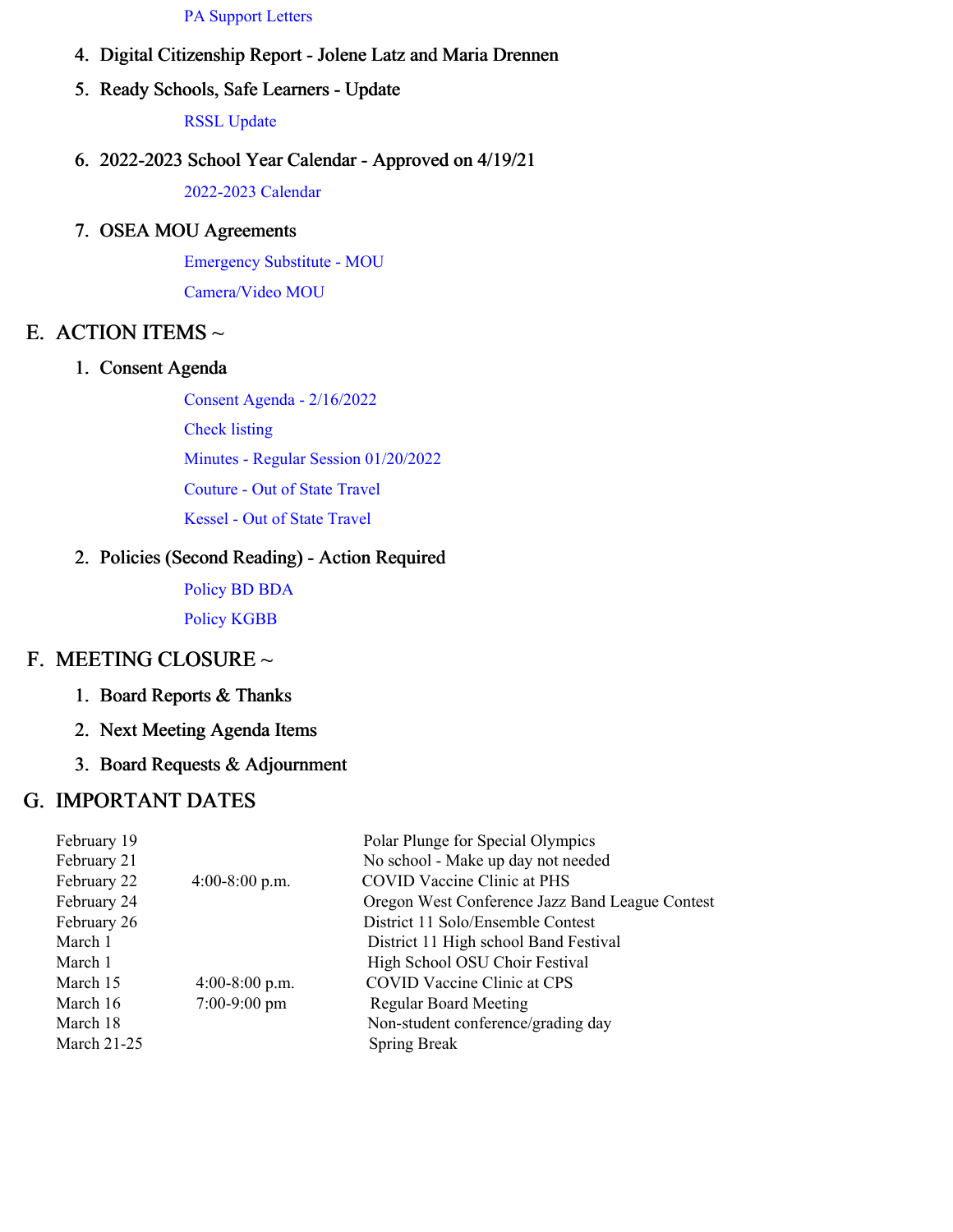PA Support Letters

4. Digital Citizenship Report - Jolene Latz and Maria Drennen
5. Ready Schools, Safe Learners - Update

   RSSL Update

6. 2022-2023 School Year Calendar - Approved on 4/19/21

   2022-2023 Calendar

7. OSEA MOU Agreements

   Emergency Substitute - MOU

   Camera/Video MOU

## E. ACTION ITEMS ~

1. Consent Agenda

   Consent Agenda - 2/16/2022

   Check listing

   Minutes - Regular Session 01/20/2022

   Couture - Out of State Travel

   Kessel - Out of State Travel

2. Policies (Second Reading) - Action Required

   Policy BD BDA

   Policy KGBB

## F. MEETING CLOSURE ~

1. Board Reports & Thanks
2. Next Meeting Agenda Items
3. Board Requests & Adjournment

## G. IMPORTANT DATES

| | | |
|---|---|---|
| February 19 | | Polar Plunge for Special Olympics |
| February 21 | | No school - Make up day not needed |
| February 22 | 4:00-8:00 p.m. | COVID Vaccine Clinic at PHS |
| February 24 | | Oregon West Conference Jazz Band League Contest |
| February 26 | | District 11 Solo/Ensemble Contest |
| March 1 | | District 11 High school Band Festival |
| March 1 | | High School OSU Choir Festival |
| March 15 | 4:00-8:00 p.m. | COVID Vaccine Clinic at CPS |
| March 16 | 7:00-9:00 pm | Regular Board Meeting |
| March 18 | | Non-student conference/grading day |
| March 21-25 | | Spring Break |